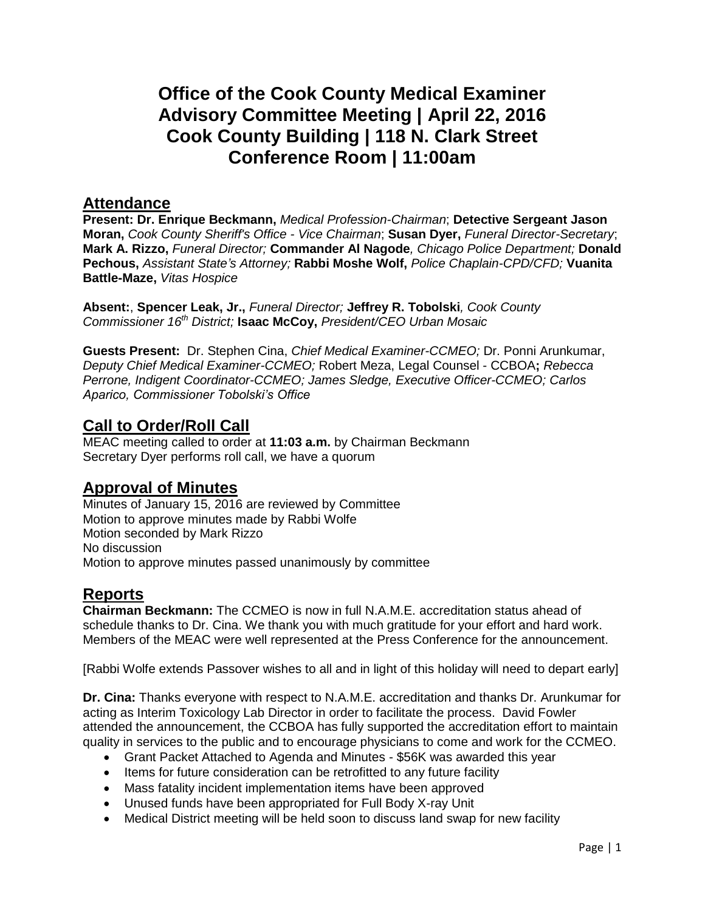# Office of the Cook County Medical Examiner Advisory Committee Meeting | April 22, 2016 Cook County Building | 118 N. Clark Street Conference Room | 11:00am

## Attendance

**Present: Dr. Enrique Beckmann,** *Medical Profession-Chairman*; **Detective Sergeant Jason Moran,** *Cook County Sheriff's Office - Vice Chairman*; **Susan Dyer,** *Funeral Director-Secretary*; **Mark A. Rizzo,** *Funeral Director;* **Commander Al Nagode***, Chicago Police Department;* **Donald Pechous,** *Assistant State's Attorney;* **Rabbi Moshe Wolf,** *Police Chaplain-CPD/CFD;* **Vuanita Battle-Maze,** *Vitas Hospice*

**Absent:**, **Spencer Leak, Jr.,** *Funeral Director;* **Jeffrey R. Tobolski***, Cook County Commissioner 16th District;* **Isaac McCoy,** *President/CEO Urban Mosaic*

**Guests Present:** Dr. Stephen Cina, *Chief Medical Examiner-CCMEO;* Dr. Ponni Arunkumar, *Deputy Chief Medical Examiner-CCMEO;* Robert Meza, Legal Counsel - CCBOA**;** *Rebecca Perrone, Indigent Coordinator-CCMEO; James Sledge, Executive Officer-CCMEO; Carlos Aparico, Commissioner Tobolski's Office*

## Call to Order/Roll Call

MEAC meeting called to order at **11:03 a.m.** by Chairman Beckmann
Secretary Dyer performs roll call, we have a quorum

## Approval of Minutes

Minutes of January 15, 2016 are reviewed by Committee
Motion to approve minutes made by Rabbi Wolfe
Motion seconded by Mark Rizzo
No discussion
Motion to approve minutes passed unanimously by committee

## Reports

**Chairman Beckmann:** The CCMEO is now in full N.A.M.E. accreditation status ahead of schedule thanks to Dr. Cina. We thank you with much gratitude for your effort and hard work. Members of the MEAC were well represented at the Press Conference for the announcement.

[Rabbi Wolfe extends Passover wishes to all and in light of this holiday will need to depart early]

**Dr. Cina:** Thanks everyone with respect to N.A.M.E. accreditation and thanks Dr. Arunkumar for acting as Interim Toxicology Lab Director in order to facilitate the process. David Fowler attended the announcement, the CCBOA has fully supported the accreditation effort to maintain quality in services to the public and to encourage physicians to come and work for the CCMEO.

- Grant Packet Attached to Agenda and Minutes - $56K was awarded this year
- Items for future consideration can be retrofitted to any future facility
- Mass fatality incident implementation items have been approved
- Unused funds have been appropriated for Full Body X-ray Unit
- Medical District meeting will be held soon to discuss land swap for new facility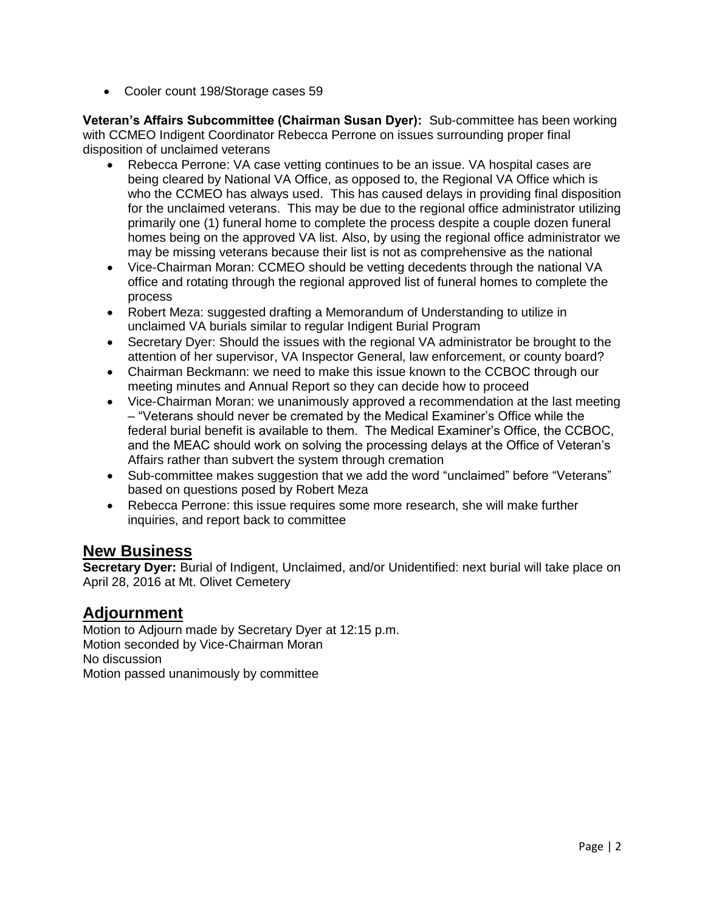- Cooler count 198/Storage cases 59

**Veteran's Affairs Subcommittee (Chairman Susan Dyer):** Sub-committee has been working with CCMEO Indigent Coordinator Rebecca Perrone on issues surrounding proper final disposition of unclaimed veterans

- Rebecca Perrone: VA case vetting continues to be an issue. VA hospital cases are being cleared by National VA Office, as opposed to, the Regional VA Office which is who the CCMEO has always used. This has caused delays in providing final disposition for the unclaimed veterans. This may be due to the regional office administrator utilizing primarily one (1) funeral home to complete the process despite a couple dozen funeral homes being on the approved VA list. Also, by using the regional office administrator we may be missing veterans because their list is not as comprehensive as the national
- Vice-Chairman Moran: CCMEO should be vetting decedents through the national VA office and rotating through the regional approved list of funeral homes to complete the process
- Robert Meza: suggested drafting a Memorandum of Understanding to utilize in unclaimed VA burials similar to regular Indigent Burial Program
- Secretary Dyer: Should the issues with the regional VA administrator be brought to the attention of her supervisor, VA Inspector General, law enforcement, or county board?
- Chairman Beckmann: we need to make this issue known to the CCBOC through our meeting minutes and Annual Report so they can decide how to proceed
- Vice-Chairman Moran: we unanimously approved a recommendation at the last meeting – "Veterans should never be cremated by the Medical Examiner's Office while the federal burial benefit is available to them. The Medical Examiner's Office, the CCBOC, and the MEAC should work on solving the processing delays at the Office of Veteran's Affairs rather than subvert the system through cremation
- Sub-committee makes suggestion that we add the word "unclaimed" before "Veterans" based on questions posed by Robert Meza
- Rebecca Perrone: this issue requires some more research, she will make further inquiries, and report back to committee

## New Business

**Secretary Dyer:** Burial of Indigent, Unclaimed, and/or Unidentified: next burial will take place on April 28, 2016 at Mt. Olivet Cemetery

## Adjournment

Motion to Adjourn made by Secretary Dyer at 12:15 p.m.
Motion seconded by Vice-Chairman Moran
No discussion
Motion passed unanimously by committee